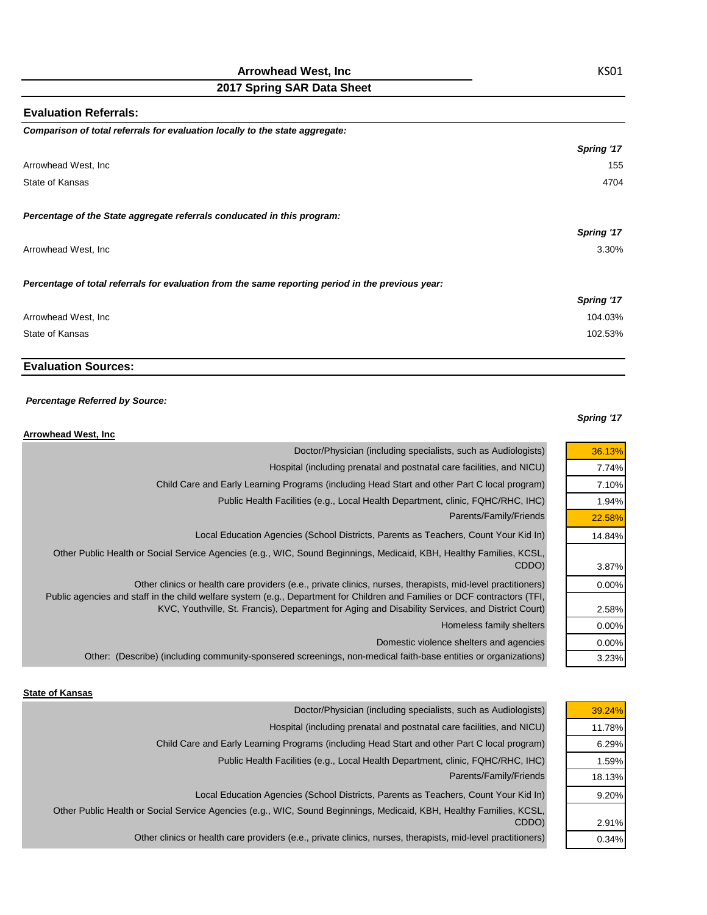# Arrowhead West, Inc

KS01

## 2017 Spring SAR Data Sheet

### Evaluation Referrals:

***Comparison of total referrals for evaluation locally to the state aggregate:***

| | *Spring '17* |
|---|---|
| Arrowhead West, Inc | 155 |
| State of Kansas | 4704 |

***Percentage of the State aggregate referrals conducated in this program:***

| | *Spring '17* |
|---|---|
| Arrowhead West, Inc | 3.30% |

***Percentage of total referrals for evaluation from the same reporting period in the previous year:***

| | *Spring '17* |
|---|---|
| Arrowhead West, Inc | 104.03% |
| State of Kansas | 102.53% |

### Evaluation Sources:

***Percentage Referred by Source:***

**Arrowhead West, Inc**

| | *Spring '17* |
|---|---|
| Doctor/Physician (including specialists, such as Audiologists) | 36.13% |
| Hospital (including prenatal and postnatal care facilities, and NICU) | 7.74% |
| Child Care and Early Learning Programs (including Head Start and other Part C local program) | 7.10% |
| Public Health Facilities (e.g., Local Health Department, clinic, FQHC/RHC, IHC) | 1.94% |
| Parents/Family/Friends | 22.58% |
| Local Education Agencies (School Districts, Parents as Teachers, Count Your Kid In) | 14.84% |
| Other Public Health or Social Service Agencies (e.g., WIC, Sound Beginnings, Medicaid, KBH, Healthy Families, KCSL, CDDO) | 3.87% |
| Other clinics or health care providers (e.e., private clinics, nurses, therapists, mid-level practitioners) | 0.00% |
| Public agencies and staff in the child welfare system (e.g., Department for Children and Families or DCF contractors (TFI, KVC, Youthville, St. Francis), Department for Aging and Disability Services, and District Court) | 2.58% |
| Homeless family shelters | 0.00% |
| Domestic violence shelters and agencies | 0.00% |
| Other: (Describe) (including community-sponsered screenings, non-medical faith-base entities or organizations) | 3.23% |

**State of Kansas**

| | *Spring '17* |
|---|---|
| Doctor/Physician (including specialists, such as Audiologists) | 39.24% |
| Hospital (including prenatal and postnatal care facilities, and NICU) | 11.78% |
| Child Care and Early Learning Programs (including Head Start and other Part C local program) | 6.29% |
| Public Health Facilities (e.g., Local Health Department, clinic, FQHC/RHC, IHC) | 1.59% |
| Parents/Family/Friends | 18.13% |
| Local Education Agencies (School Districts, Parents as Teachers, Count Your Kid In) | 9.20% |
| Other Public Health or Social Service Agencies (e.g., WIC, Sound Beginnings, Medicaid, KBH, Healthy Families, KCSL, CDDO) | 2.91% |
| Other clinics or health care providers (e.e., private clinics, nurses, therapists, mid-level practitioners) | 0.34% |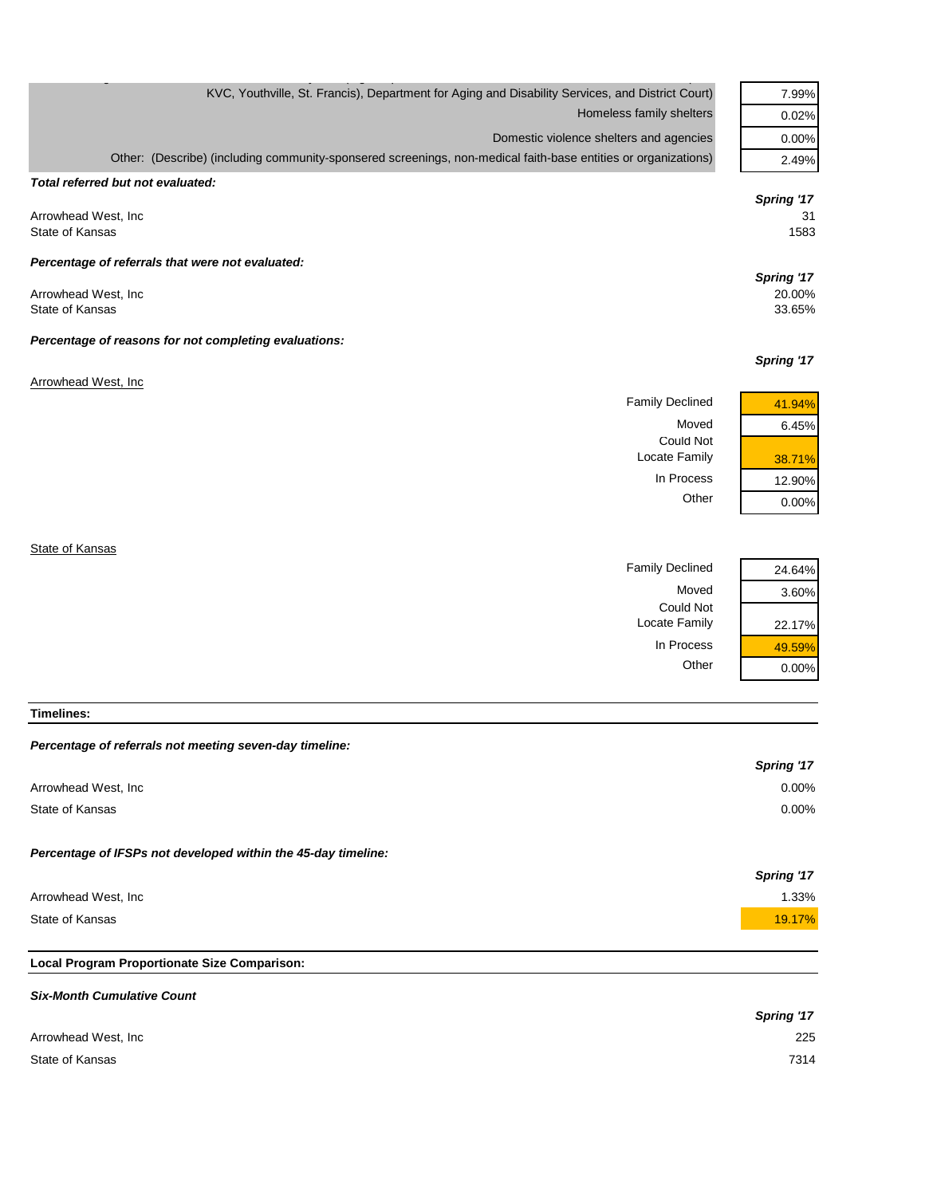| | |
|---|---|
| KVC, Youthville, St. Francis), Department for Aging and Disability Services, and District Court) | 7.99% |
| Homeless family shelters | 0.02% |
| Domestic violence shelters and agencies | 0.00% |
| Other: (Describe) (including community-sponsered screenings, non-medical faith-base entities or organizations) | 2.49% |

***Total referred but not evaluated:***

| | Spring '17 |
|---|---|
| Arrowhead West, Inc | 31 |
| State of Kansas | 1583 |

***Percentage of referrals that were not evaluated:***

| | Spring '17 |
|---|---|
| Arrowhead West, Inc | 20.00% |
| State of Kansas | 33.65% |

***Percentage of reasons for not completing evaluations:***

Arrowhead West, Inc

| | Spring '17 |
|---|---|
| Family Declined | 41.94% |
| Moved | 6.45% |
| Could Not Locate Family | 38.71% |
| In Process | 12.90% |
| Other | 0.00% |

State of Kansas

| | Spring '17 |
|---|---|
| Family Declined | 24.64% |
| Moved | 3.60% |
| Could Not Locate Family | 22.17% |
| In Process | 49.59% |
| Other | 0.00% |

## Timelines:

***Percentage of referrals not meeting seven-day timeline:***

| | Spring '17 |
|---|---|
| Arrowhead West, Inc | 0.00% |
| State of Kansas | 0.00% |

***Percentage of IFSPs not developed within the 45-day timeline:***

| | Spring '17 |
|---|---|
| Arrowhead West, Inc | 1.33% |
| State of Kansas | 19.17% |

## Local Program Proportionate Size Comparison:

***Six-Month Cumulative Count***

| | Spring '17 |
|---|---|
| Arrowhead West, Inc | 225 |
| State of Kansas | 7314 |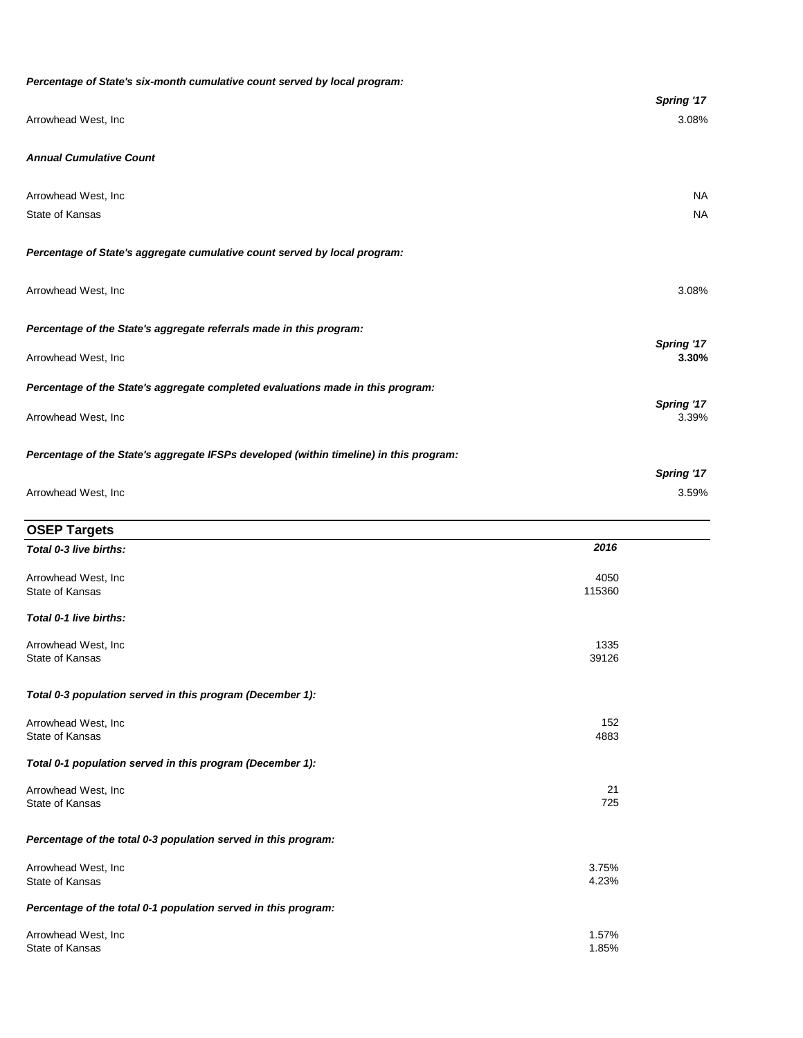***Percentage of State's six-month cumulative count served by local program:***

| | ***Spring '17*** |
|---|---|
| Arrowhead West, Inc | 3.08% |

***Annual Cumulative Count***

| | |
|---|---|
| Arrowhead West, Inc | NA |
| State of Kansas | NA |

***Percentage of State's aggregate cumulative count served by local program:***

| | |
|---|---|
| Arrowhead West, Inc | 3.08% |

***Percentage of the State's aggregate referrals made in this program:***

| | ***Spring '17*** |
|---|---|
| Arrowhead West, Inc | **3.30%** |

***Percentage of the State's aggregate completed evaluations made in this program:***

| | ***Spring '17*** |
|---|---|
| Arrowhead West, Inc | 3.39% |

***Percentage of the State's aggregate IFSPs developed (within timeline) in this program:***

| | ***Spring '17*** |
|---|---|
| Arrowhead West, Inc | 3.59% |

## OSEP Targets

| ***Total 0-3 live births:*** | ***2016*** |
|---|---|
| Arrowhead West, Inc | 4050 |
| State of Kansas | 115360 |
| ***Total 0-1 live births:*** | |
| Arrowhead West, Inc | 1335 |
| State of Kansas | 39126 |
| ***Total 0-3 population served in this program (December 1):*** | |
| Arrowhead West, Inc | 152 |
| State of Kansas | 4883 |
| ***Total 0-1 population served in this program (December 1):*** | |
| Arrowhead West, Inc | 21 |
| State of Kansas | 725 |
| ***Percentage of the total 0-3 population served in this program:*** | |
| Arrowhead West, Inc | 3.75% |
| State of Kansas | 4.23% |
| ***Percentage of the total 0-1 population served in this program:*** | |
| Arrowhead West, Inc | 1.57% |
| State of Kansas | 1.85% |